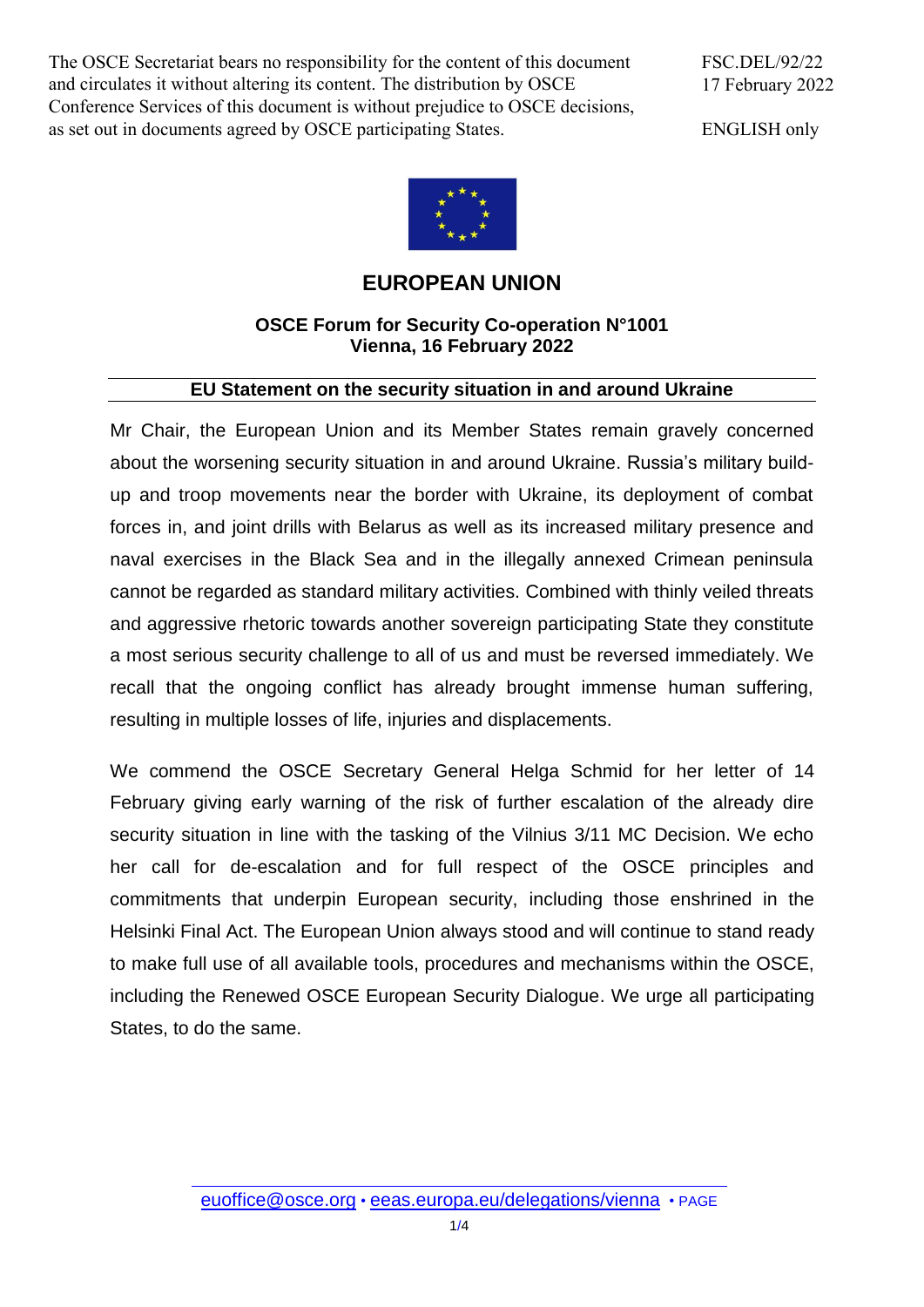The OSCE Secretariat bears no responsibility for the content of this document and circulates it without altering its content. The distribution by OSCE Conference Services of this document is without prejudice to OSCE decisions, as set out in documents agreed by OSCE participating States.

FSC.DEL/92/22
17 February 2022

ENGLISH only

# EUROPEAN UNION

**OSCE Forum for Security Co-operation N°1001**
**Vienna, 16 February 2022**

## EU Statement on the security situation in and around Ukraine

Mr Chair, the European Union and its Member States remain gravely concerned about the worsening security situation in and around Ukraine. Russia's military build-up and troop movements near the border with Ukraine, its deployment of combat forces in, and joint drills with Belarus as well as its increased military presence and naval exercises in the Black Sea and in the illegally annexed Crimean peninsula cannot be regarded as standard military activities. Combined with thinly veiled threats and aggressive rhetoric towards another sovereign participating State they constitute a most serious security challenge to all of us and must be reversed immediately. We recall that the ongoing conflict has already brought immense human suffering, resulting in multiple losses of life, injuries and displacements.

We commend the OSCE Secretary General Helga Schmid for her letter of 14 February giving early warning of the risk of further escalation of the already dire security situation in line with the tasking of the Vilnius 3/11 MC Decision. We echo her call for de-escalation and for full respect of the OSCE principles and commitments that underpin European security, including those enshrined in the Helsinki Final Act. The European Union always stood and will continue to stand ready to make full use of all available tools, procedures and mechanisms within the OSCE, including the Renewed OSCE European Security Dialogue. We urge all participating States, to do the same.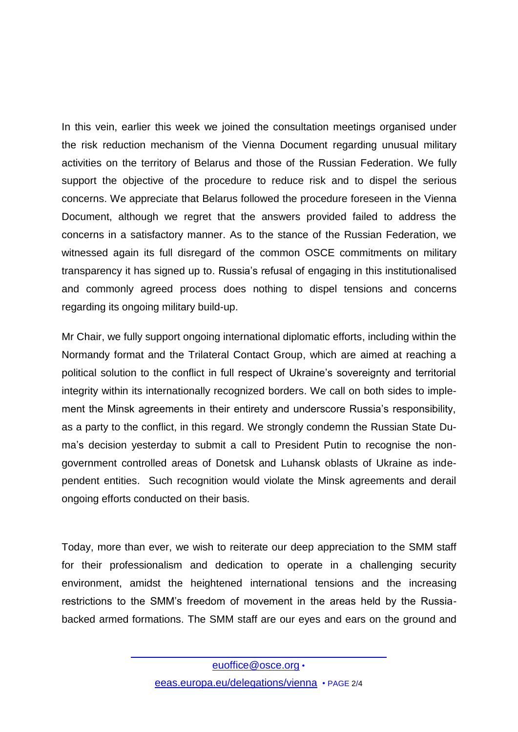In this vein, earlier this week we joined the consultation meetings organised under the risk reduction mechanism of the Vienna Document regarding unusual military activities on the territory of Belarus and those of the Russian Federation. We fully support the objective of the procedure to reduce risk and to dispel the serious concerns. We appreciate that Belarus followed the procedure foreseen in the Vienna Document, although we regret that the answers provided failed to address the concerns in a satisfactory manner. As to the stance of the Russian Federation, we witnessed again its full disregard of the common OSCE commitments on military transparency it has signed up to. Russia's refusal of engaging in this institutionalised and commonly agreed process does nothing to dispel tensions and concerns regarding its ongoing military build-up.

Mr Chair, we fully support ongoing international diplomatic efforts, including within the Normandy format and the Trilateral Contact Group, which are aimed at reaching a political solution to the conflict in full respect of Ukraine's sovereignty and territorial integrity within its internationally recognized borders. We call on both sides to implement the Minsk agreements in their entirety and underscore Russia's responsibility, as a party to the conflict, in this regard. We strongly condemn the Russian State Duma's decision yesterday to submit a call to President Putin to recognise the non-government controlled areas of Donetsk and Luhansk oblasts of Ukraine as independent entities. Such recognition would violate the Minsk agreements and derail ongoing efforts conducted on their basis.

Today, more than ever, we wish to reiterate our deep appreciation to the SMM staff for their professionalism and dedication to operate in a challenging security environment, amidst the heightened international tensions and the increasing restrictions to the SMM's freedom of movement in the areas held by the Russia-backed armed formations. The SMM staff are our eyes and ears on the ground and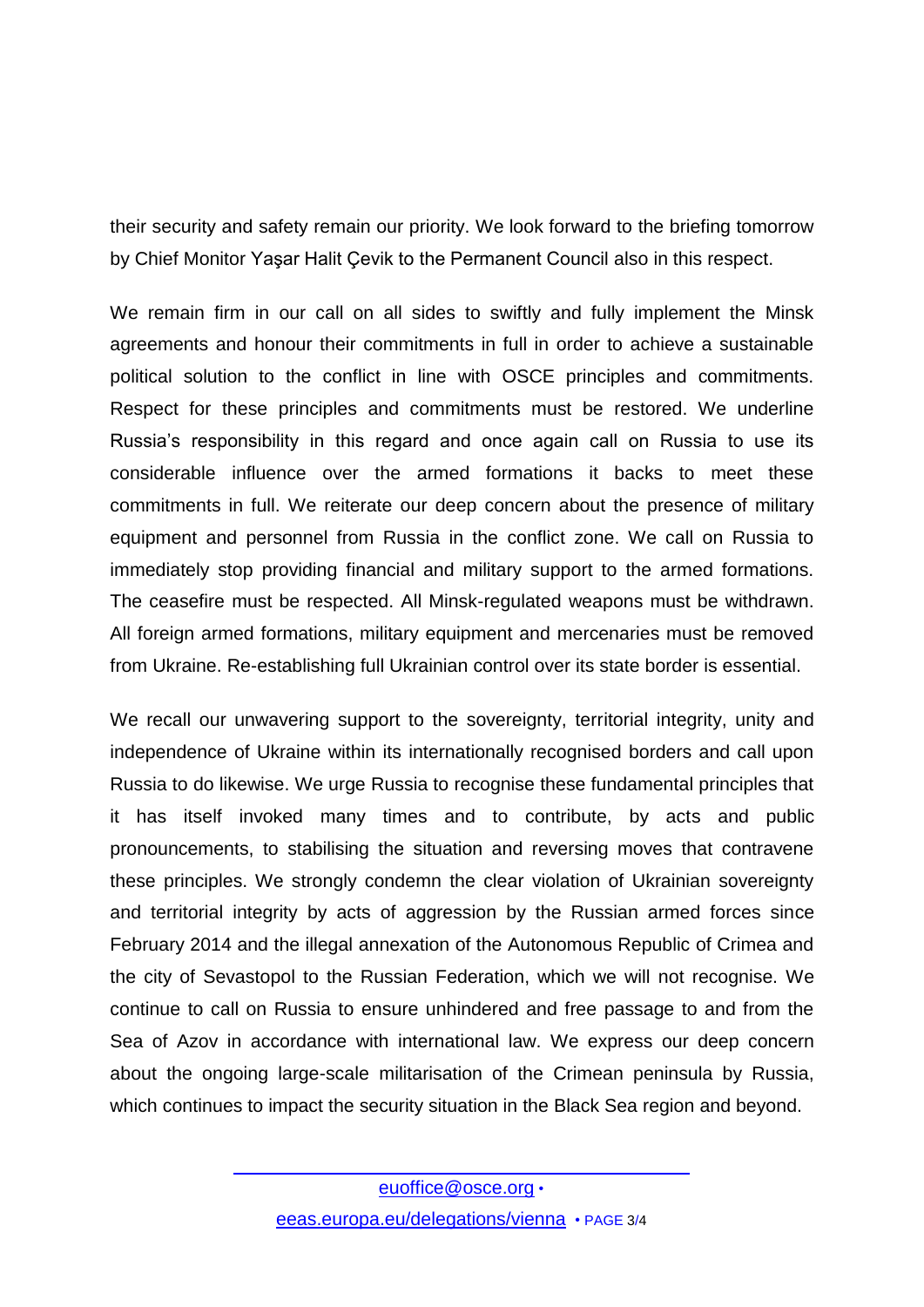their security and safety remain our priority. We look forward to the briefing tomorrow by Chief Monitor Yaşar Halit Çevik to the Permanent Council also in this respect.

We remain firm in our call on all sides to swiftly and fully implement the Minsk agreements and honour their commitments in full in order to achieve a sustainable political solution to the conflict in line with OSCE principles and commitments. Respect for these principles and commitments must be restored. We underline Russia's responsibility in this regard and once again call on Russia to use its considerable influence over the armed formations it backs to meet these commitments in full. We reiterate our deep concern about the presence of military equipment and personnel from Russia in the conflict zone. We call on Russia to immediately stop providing financial and military support to the armed formations. The ceasefire must be respected. All Minsk-regulated weapons must be withdrawn. All foreign armed formations, military equipment and mercenaries must be removed from Ukraine. Re-establishing full Ukrainian control over its state border is essential.

We recall our unwavering support to the sovereignty, territorial integrity, unity and independence of Ukraine within its internationally recognised borders and call upon Russia to do likewise. We urge Russia to recognise these fundamental principles that it has itself invoked many times and to contribute, by acts and public pronouncements, to stabilising the situation and reversing moves that contravene these principles. We strongly condemn the clear violation of Ukrainian sovereignty and territorial integrity by acts of aggression by the Russian armed forces since February 2014 and the illegal annexation of the Autonomous Republic of Crimea and the city of Sevastopol to the Russian Federation, which we will not recognise. We continue to call on Russia to ensure unhindered and free passage to and from the Sea of Azov in accordance with international law. We express our deep concern about the ongoing large-scale militarisation of the Crimean peninsula by Russia, which continues to impact the security situation in the Black Sea region and beyond.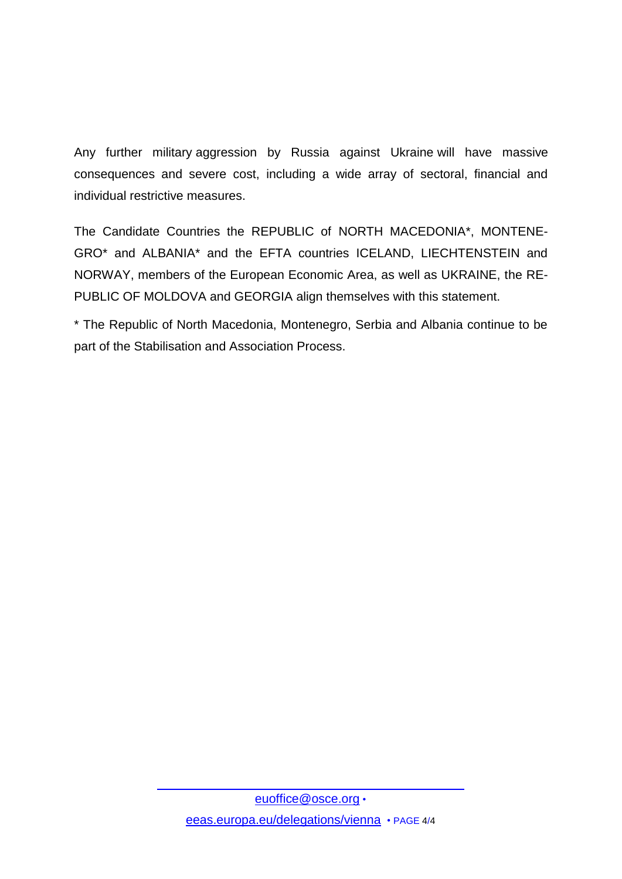Any further military aggression by Russia against Ukraine will have massive consequences and severe cost, including a wide array of sectoral, financial and individual restrictive measures.

The Candidate Countries the REPUBLIC of NORTH MACEDONIA*, MONTENEGRO* and ALBANIA* and the EFTA countries ICELAND, LIECHTENSTEIN and NORWAY, members of the European Economic Area, as well as UKRAINE, the REPUBLIC OF MOLDOVA and GEORGIA align themselves with this statement.

* The Republic of North Macedonia, Montenegro, Serbia and Albania continue to be part of the Stabilisation and Association Process.

euoffice@osce.org •
eeas.europa.eu/delegations/vienna